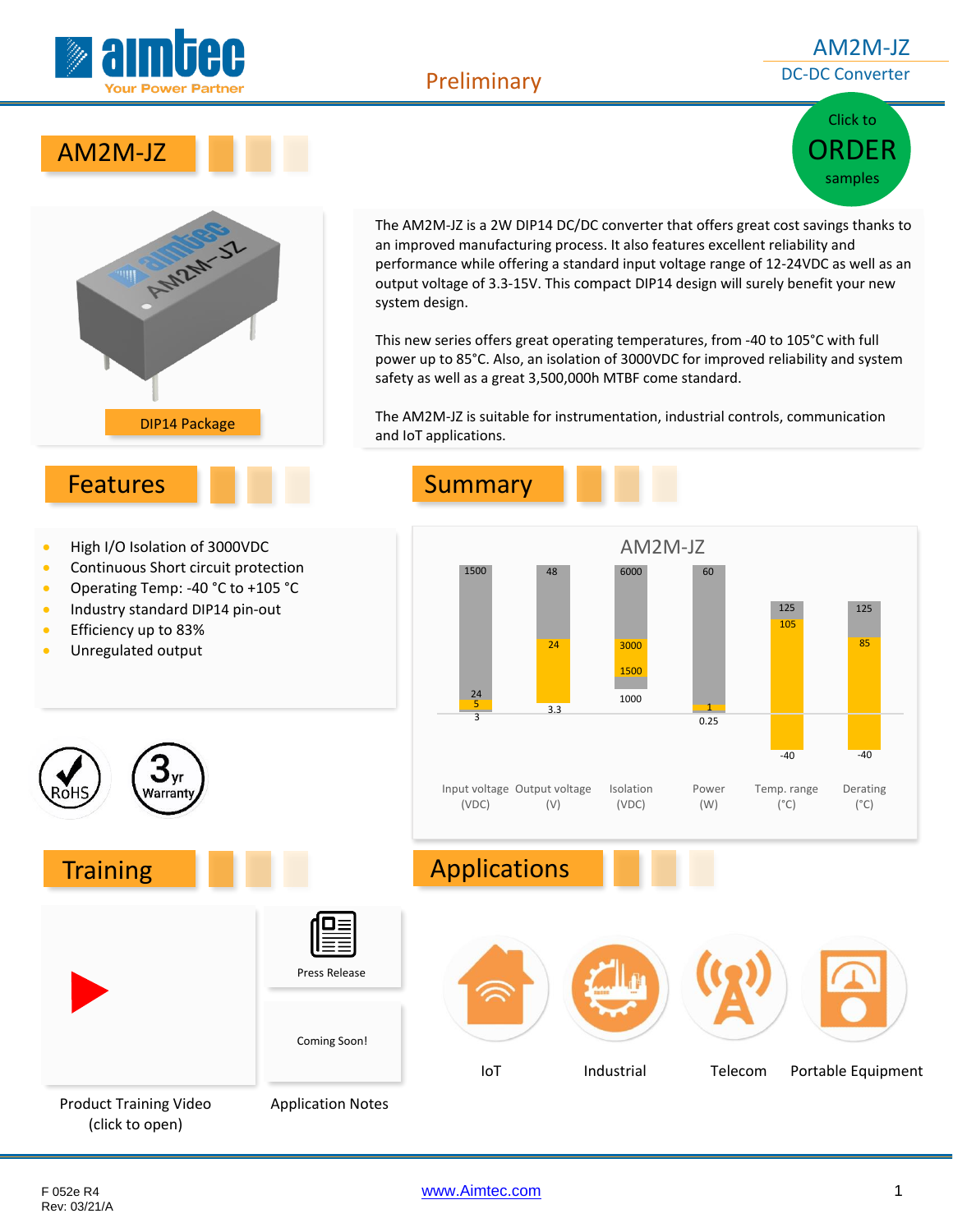# AM2M-JZ

Preliminary

AM2M-JZ
DC-DC Converter

Click to ORDER samples

## AM2M-JZ

DIP14 Package

The AM2M-JZ is a 2W DIP14 DC/DC converter that offers great cost savings thanks to an improved manufacturing process. It also features excellent reliability and performance while offering a standard input voltage range of 12-24VDC as well as an output voltage of 3.3-15V. This compact DIP14 design will surely benefit your new system design.

This new series offers great operating temperatures, from -40 to 105°C with full power up to 85°C. Also, an isolation of 3000VDC for improved reliability and system safety as well as a great 3,500,000h MTBF come standard.

The AM2M-JZ is suitable for instrumentation, industrial controls, communication and IoT applications.

## Features

- High I/O Isolation of 3000VDC
- Continuous Short circuit protection
- Operating Temp: -40 °C to +105 °C
- Industry standard DIP14 pin-out
- Efficiency up to 83%
- Unregulated output

RoHS
3yr Warranty

## Summary

AM2M-JZ

| Parameter | Values |
|---|---|
| Input voltage (VDC) | 1500, 24, 5, 3 |
| Output voltage (V) | 48, 24, 3.3 |
| Isolation (VDC) | 6000, 3000, 1500, 1000 |
| Power (W) | 60, 1, 0.25 |
| Temp. range (°C) | 125, 105, -40 |
| Derating (°C) | 125, 85, -40 |

## Training

Product Training Video (click to open)

Press Release

Coming Soon!

Application Notes

## Applications

IoT

Industrial

Telecom

Portable Equipment

F 052e R4
Rev: 03/21/A

www.Aimtec.com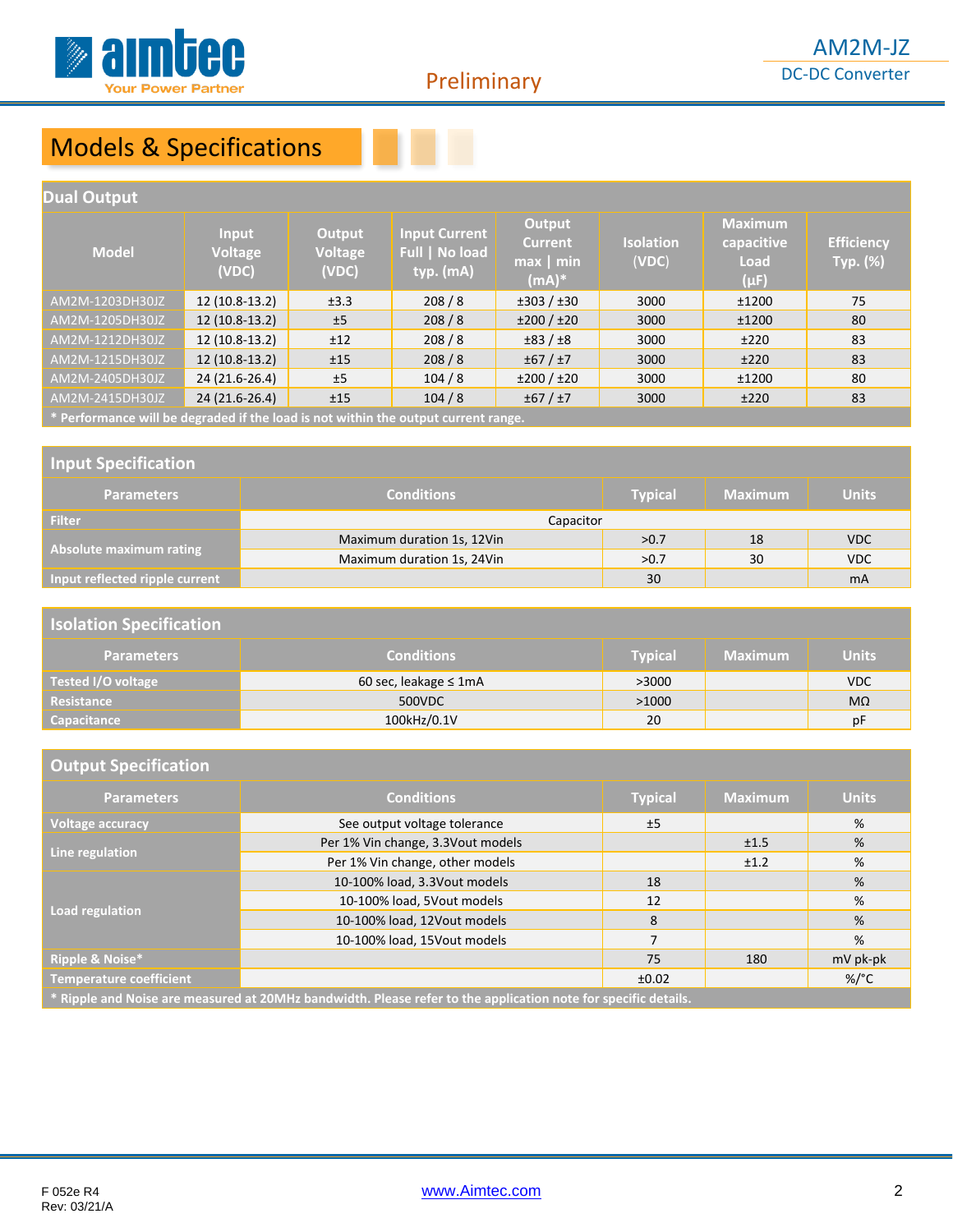## Models & Specifications

### Dual Output

| Model | Input Voltage (VDC) | Output Voltage (VDC) | Input Current Full \| No load typ. (mA) | Output Current max \| min (mA)* | Isolation (VDC) | Maximum capacitive Load (µF) | Efficiency Typ. (%) |
|---|---|---|---|---|---|---|---|
| AM2M-1203DH30JZ | 12 (10.8-13.2) | ±3.3 | 208 / 8 | ±303 / ±30 | 3000 | ±1200 | 75 |
| AM2M-1205DH30JZ | 12 (10.8-13.2) | ±5 | 208 / 8 | ±200 / ±20 | 3000 | ±1200 | 80 |
| AM2M-1212DH30JZ | 12 (10.8-13.2) | ±12 | 208 / 8 | ±83 / ±8 | 3000 | ±220 | 83 |
| AM2M-1215DH30JZ | 12 (10.8-13.2) | ±15 | 208 / 8 | ±67 / ±7 | 3000 | ±220 | 83 |
| AM2M-2405DH30JZ | 24 (21.6-26.4) | ±5 | 104 / 8 | ±200 / ±20 | 3000 | ±1200 | 80 |
| AM2M-2415DH30JZ | 24 (21.6-26.4) | ±15 | 104 / 8 | ±67 / ±7 | 3000 | ±220 | 83 |

**\* Performance will be degraded if the load is not within the output current range.**

### Input Specification

| Parameters | Conditions | Typical | Maximum | Units |
|---|---|---|---|---|
| Filter | Capacitor | | | |
| Absolute maximum rating | Maximum duration 1s, 12Vin | >0.7 | 18 | VDC |
| | Maximum duration 1s, 24Vin | >0.7 | 30 | VDC |
| Input reflected ripple current | | 30 | | mA |

### Isolation Specification

| Parameters | Conditions | Typical | Maximum | Units |
|---|---|---|---|---|
| Tested I/O voltage | 60 sec, leakage ≤ 1mA | >3000 | | VDC |
| Resistance | 500VDC | >1000 | | MΩ |
| Capacitance | 100kHz/0.1V | 20 | | pF |

### Output Specification

| Parameters | Conditions | Typical | Maximum | Units |
|---|---|---|---|---|
| Voltage accuracy | See output voltage tolerance | ±5 | | % |
| Line regulation | Per 1% Vin change, 3.3Vout models | | ±1.5 | % |
| | Per 1% Vin change, other models | | ±1.2 | % |
| Load regulation | 10-100% load, 3.3Vout models | 18 | | % |
| | 10-100% load, 5Vout models | 12 | | % |
| | 10-100% load, 12Vout models | 8 | | % |
| | 10-100% load, 15Vout models | 7 | | % |
| Ripple & Noise* | | 75 | 180 | mV pk-pk |
| Temperature coefficient | | ±0.02 | | %/°C |

**\* Ripple and Noise are measured at 20MHz bandwidth. Please refer to the application note for specific details.**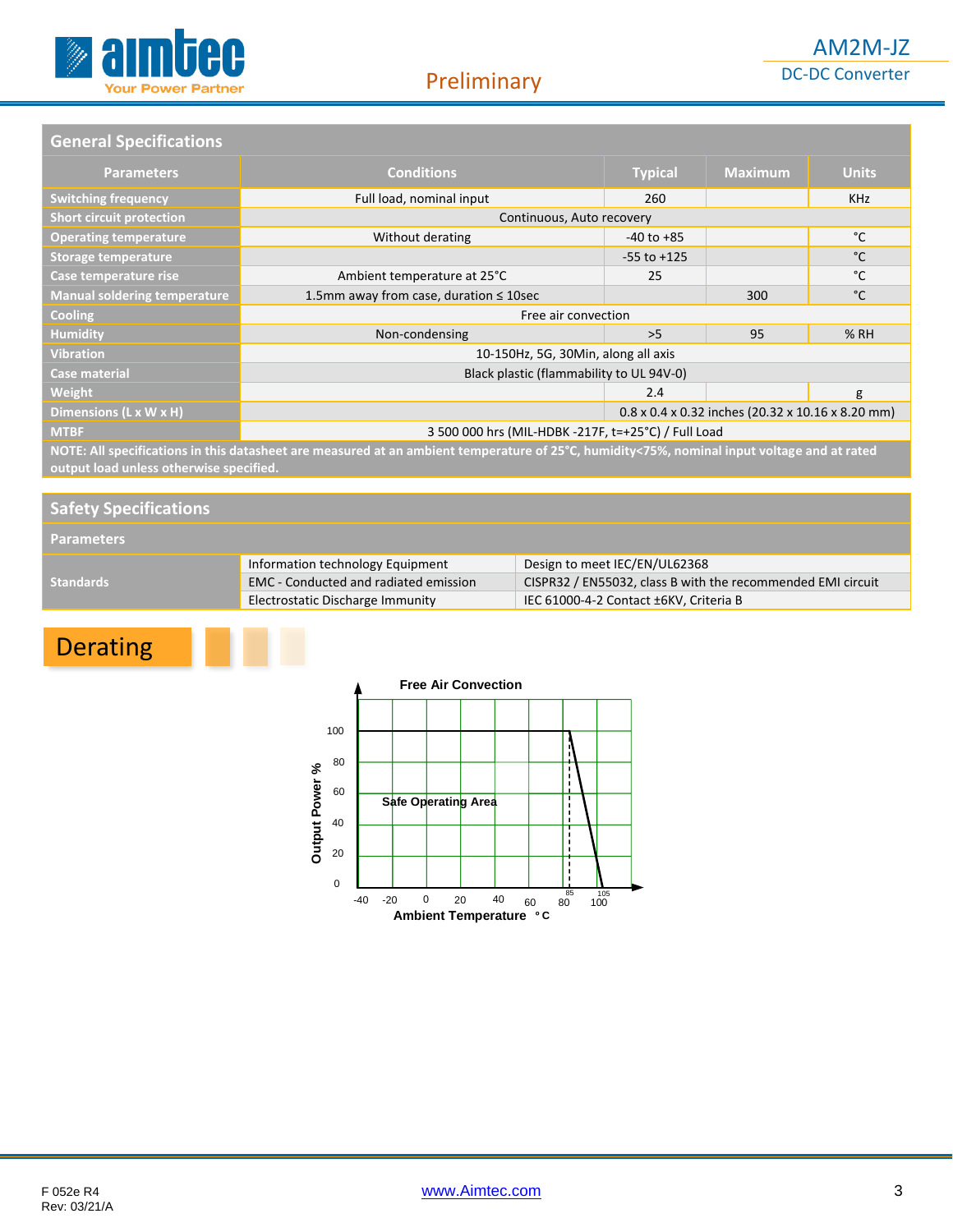## General Specifications

| Parameters | Conditions | Typical | Maximum | Units |
|---|---|---|---|---|
| Switching frequency | Full load, nominal input | 260 | | KHz |
| Short circuit protection | Continuous, Auto recovery | | | |
| Operating temperature | Without derating | -40 to +85 | | °C |
| Storage temperature | | -55 to +125 | | °C |
| Case temperature rise | Ambient temperature at 25°C | 25 | | °C |
| Manual soldering temperature | 1.5mm away from case, duration ≤ 10sec | | 300 | °C |
| Cooling | Free air convection | | | |
| Humidity | Non-condensing | >5 | 95 | % RH |
| Vibration | 10-150Hz, 5G, 30Min, along all axis | | | |
| Case material | Black plastic (flammability to UL 94V-0) | | | |
| Weight | | 2.4 | | g |
| Dimensions (L x W x H) | | 0.8 x 0.4 x 0.32 inches (20.32 x 10.16 x 8.20 mm) | | |
| MTBF | 3 500 000 hrs (MIL-HDBK -217F, t=+25°C) / Full Load | | | |

**NOTE: All specifications in this datasheet are measured at an ambient temperature of 25°C, humidity<75%, nominal input voltage and at rated output load unless otherwise specified.**

## Safety Specifications

| Parameters | | |
|---|---|---|
| Standards | Information technology Equipment | Design to meet IEC/EN/UL62368 |
| | EMC - Conducted and radiated emission | CISPR32 / EN55032, class B with the recommended EMI circuit |
| | Electrostatic Discharge Immunity | IEC 61000-4-2 Contact ±6KV, Criteria B |

## Derating

Free Air Convection

Output Power % vs. Ambient Temperature °C: 100% output power from -40°C to 85°C (Safe Operating Area), derating linearly to 0% at 105°C.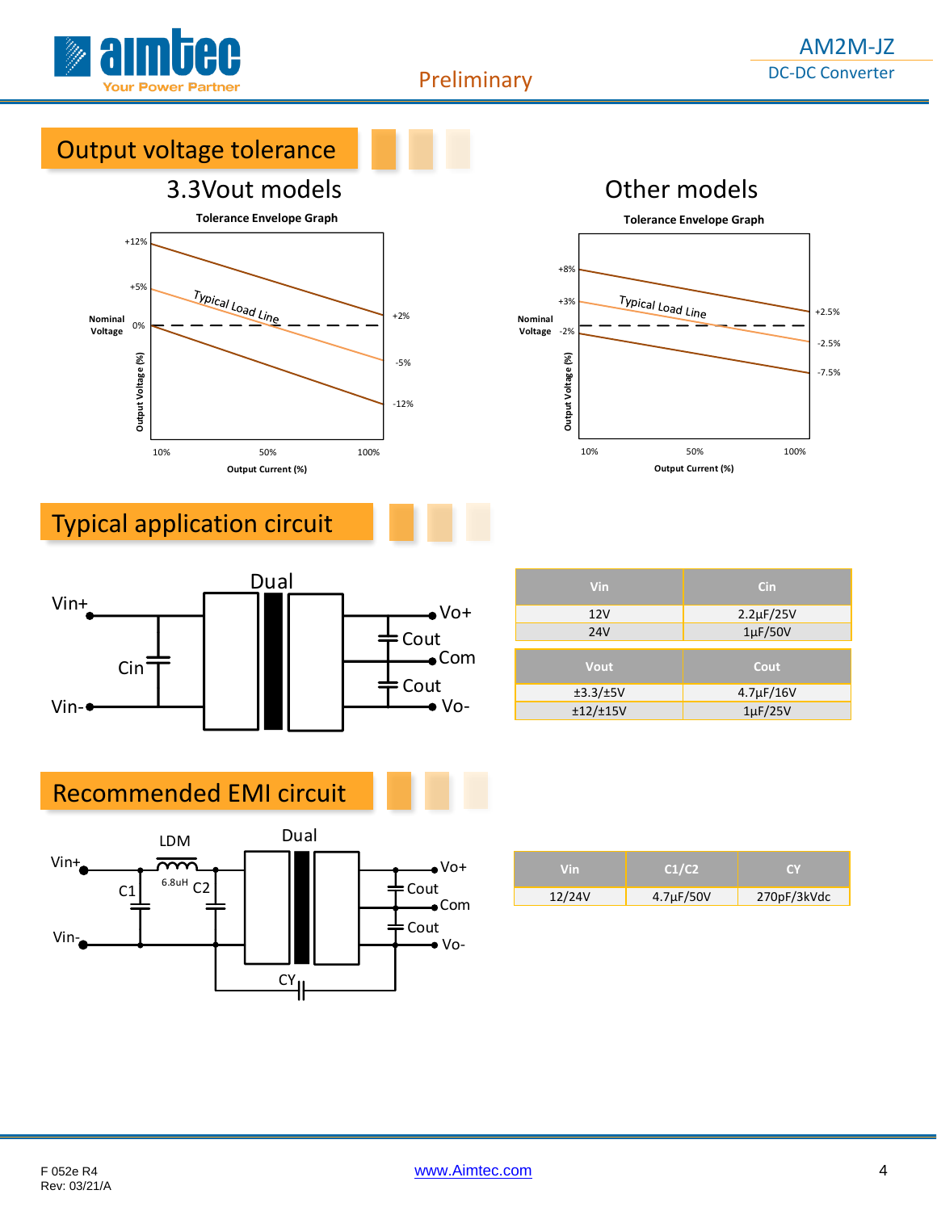## Output voltage tolerance

### 3.3Vout models

Tolerance Envelope Graph

### Other models

Tolerance Envelope Graph

## Typical application circuit

| Vin | Cin |
|---|---|
| 12V | 2.2µF/25V |
| 24V | 1µF/50V |

| Vout | Cout |
|---|---|
| ±3.3/±5V | 4.7µF/16V |
| ±12/±15V | 1µF/25V |

## Recommended EMI circuit

| Vin | C1/C2 | CY |
|---|---|---|
| 12/24V | 4.7µF/50V | 270pF/3kVdc |

F 052e R4
Rev: 03/21/A

www.Aimtec.com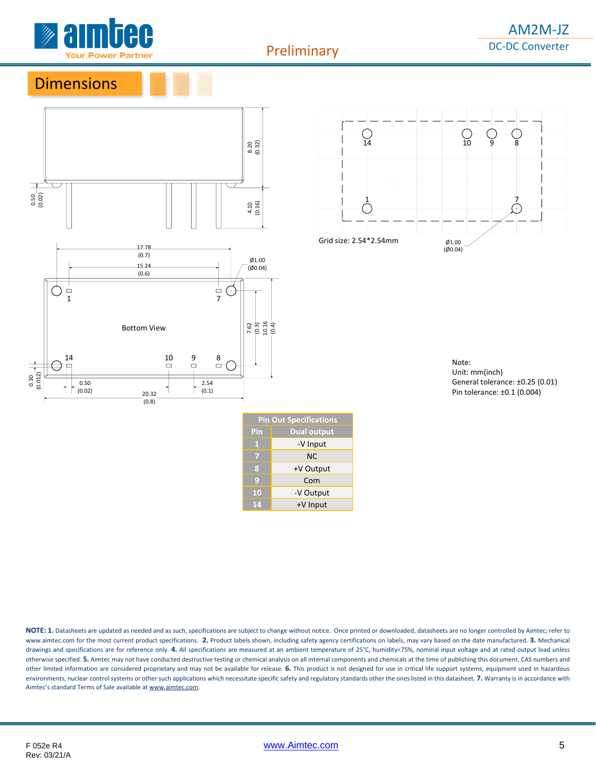## Dimensions

8.20 (0.32)
0.50 (0.02)
4.10 (0.16)

17.78 (0.7)
15.24 (0.6)
Ø1.00 (Ø0.04)

1 7

Bottom View

14 10 9 8

7.62 (0.3)
10.16 (0.4)
0.30 (0.012)
0.50 (0.02)
2.54 (0.1)
20.32 (0.8)

14 10 9 8

1 7

Grid size: 2.54*2.54mm

Ø1.00 (Ø0.04)

Note:
Unit: mm(inch)
General tolerance: ±0.25 (0.01)
Pin tolerance: ±0.1 (0.004)

| Pin Out Specifications | |
|---|---|
| **Pin** | **Dual output** |
| 1 | -V Input |
| 7 | NC |
| 8 | +V Output |
| 9 | Com |
| 10 | -V Output |
| 14 | +V Input |

**NOTE: 1.** Datasheets are updated as needed and as such, specifications are subject to change without notice. Once printed or downloaded, datasheets are no longer controlled by Aimtec; refer to www.aimtec.com for the most current product specifications. **2.** Product labels shown, including safety agency certifications on labels, may vary based on the date manufactured. **3.** Mechanical drawings and specifications are for reference only. **4.** All specifications are measured at an ambient temperature of 25°C, humidity<75%, nominal input voltage and at rated output load unless otherwise specified. **5.** Aimtec may not have conducted destructive testing or chemical analysis on all internal components and chemicals at the time of publishing this document. CAS numbers and other limited information are considered proprietary and may not be available for release. **6.** This product is not designed for use in critical life support systems, equipment used in hazardous environments, nuclear control systems or other such applications which necessitate specific safety and regulatory standards other the ones listed in this datasheet. **7.** Warranty is in accordance with Aimtec's standard Terms of Sale available at www.aimtec.com.